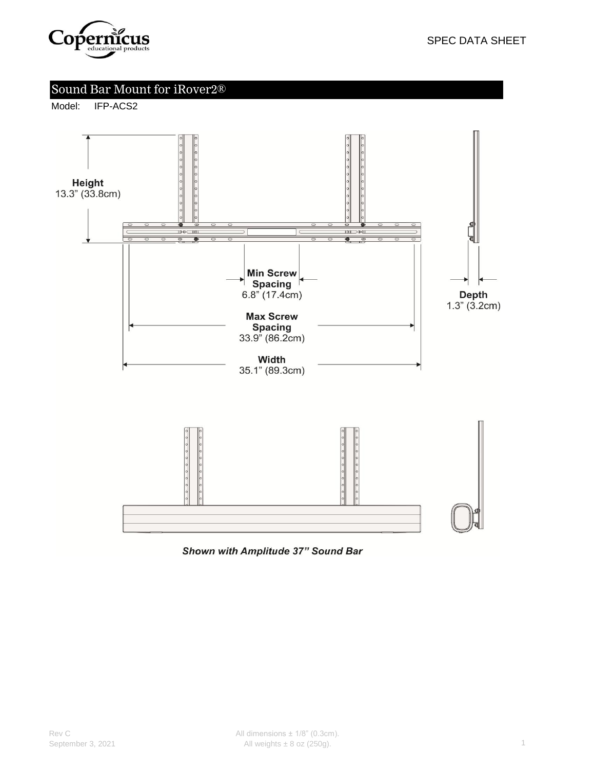SPEC DATA SHEET

# Sound Bar Mount for iRover2®

Model: IFP-ACS2

Height
13.3" (33.8cm)

Min Screw Spacing
6.8" (17.4cm)

Depth
1.3" (3.2cm)

Max Screw Spacing
33.9" (86.2cm)

Width
35.1" (89.3cm)

***Shown with Amplitude 37" Sound Bar***

Rev C
September 3, 2021

All dimensions ± 1/8" (0.3cm).
All weights ± 8 oz (250g).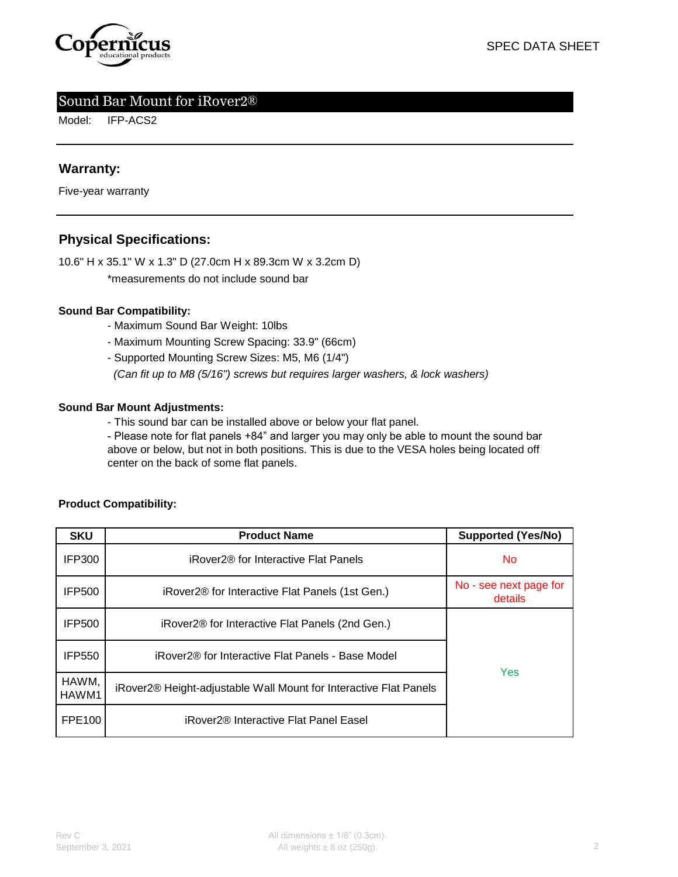SPEC DATA SHEET

# Sound Bar Mount for iRover2®

Model: IFP-ACS2

## Warranty:

Five-year warranty

## Physical Specifications:

10.6" H x 35.1" W x 1.3" D (27.0cm H x 89.3cm W x 3.2cm D)

*measurements do not include sound bar

**Sound Bar Compatibility:**

- Maximum Sound Bar Weight: 10lbs
- Maximum Mounting Screw Spacing: 33.9" (66cm)
- Supported Mounting Screw Sizes: M5, M6 (1/4")

*(Can fit up to M8 (5/16") screws but requires larger washers, & lock washers)*

**Sound Bar Mount Adjustments:**

- This sound bar can be installed above or below your flat panel.
- Please note for flat panels +84" and larger you may only be able to mount the sound bar above or below, but not in both positions. This is due to the VESA holes being located off center on the back of some flat panels.

**Product Compatibility:**

| SKU | Product Name | Supported (Yes/No) |
|---|---|---|
| IFP300 | iRover2® for Interactive Flat Panels | No |
| IFP500 | iRover2® for Interactive Flat Panels (1st Gen.) | No - see next page for details |
| IFP500 | iRover2® for Interactive Flat Panels (2nd Gen.) | Yes |
| IFP550 | iRover2® for Interactive Flat Panels - Base Model | Yes |
| HAWM, HAWM1 | iRover2® Height-adjustable Wall Mount for Interactive Flat Panels | Yes |
| FPE100 | iRover2® Interactive Flat Panel Easel | Yes |

Rev C
September 3, 2021

All dimensions ± 1/8" (0.3cm).
All weights ± 8 oz (250g).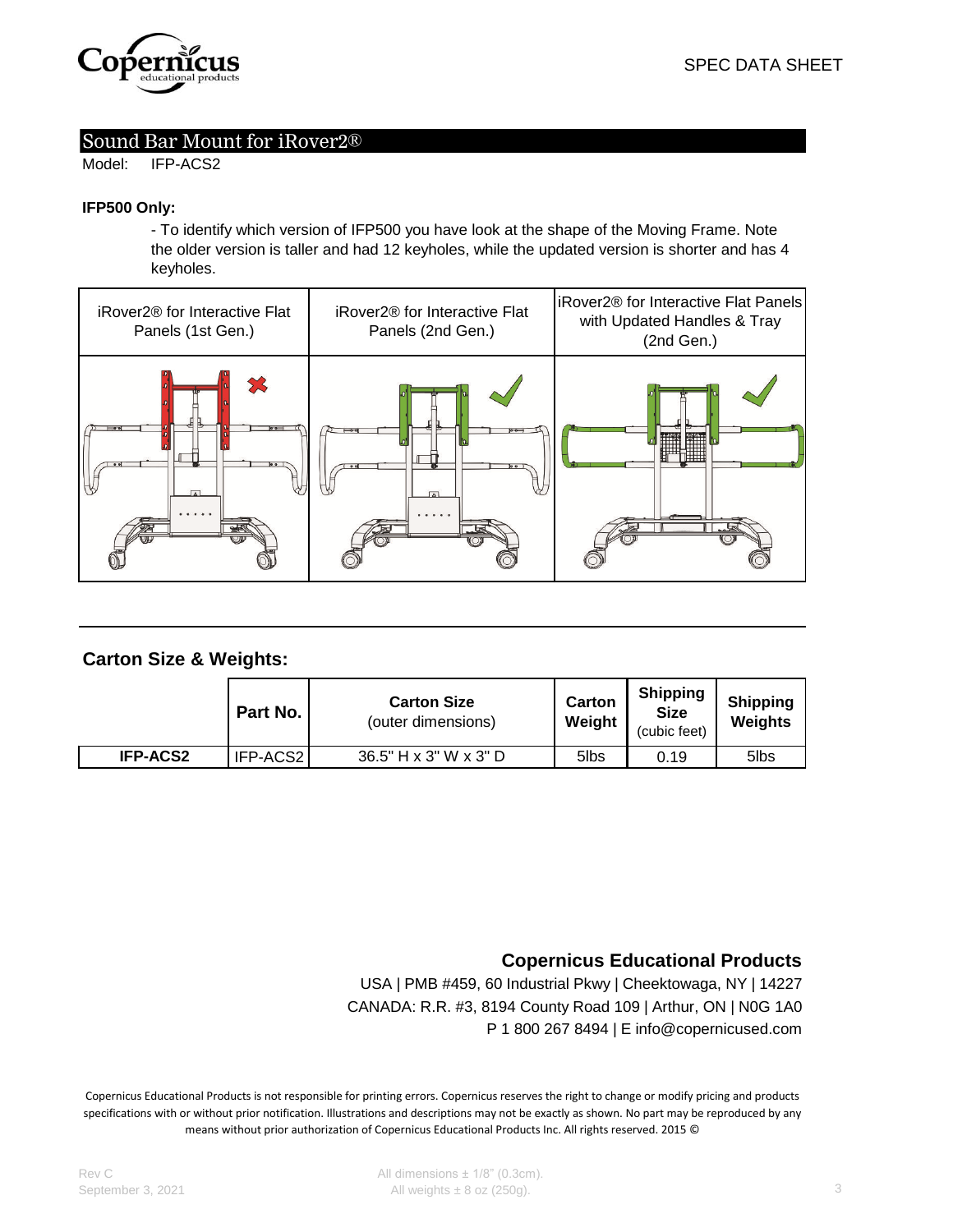SPEC DATA SHEET

## Sound Bar Mount for iRover2®

Model: IFP-ACS2

**IFP500 Only:**

- To identify which version of IFP500 you have look at the shape of the Moving Frame. Note the older version is taller and had 12 keyholes, while the updated version is shorter and has 4 keyholes.

| iRover2® for Interactive Flat Panels (1st Gen.) | iRover2® for Interactive Flat Panels (2nd Gen.) | iRover2® for Interactive Flat Panels with Updated Handles & Tray (2nd Gen.) |
|---|---|---|
| | | |

### Carton Size & Weights:

| | Part No. | Carton Size (outer dimensions) | Carton Weight | Shipping Size (cubic feet) | Shipping Weights |
|---|---|---|---|---|---|
| **IFP-ACS2** | IFP-ACS2 | 36.5" H x 3" W x 3" D | 5lbs | 0.19 | 5lbs |

**Copernicus Educational Products**

USA | PMB #459, 60 Industrial Pkwy | Cheektowaga, NY | 14227
CANADA: R.R. #3, 8194 County Road 109 | Arthur, ON | N0G 1A0
P 1 800 267 8494 | E info@copernicused.com

Copernicus Educational Products is not responsible for printing errors. Copernicus reserves the right to change or modify pricing and products specifications with or without prior notification. Illustrations and descriptions may not be exactly as shown. No part may be reproduced by any means without prior authorization of Copernicus Educational Products Inc. All rights reserved. 2015 ©

Rev C
September 3, 2021

All dimensions ± 1/8" (0.3cm).
All weights ± 8 oz (250g).